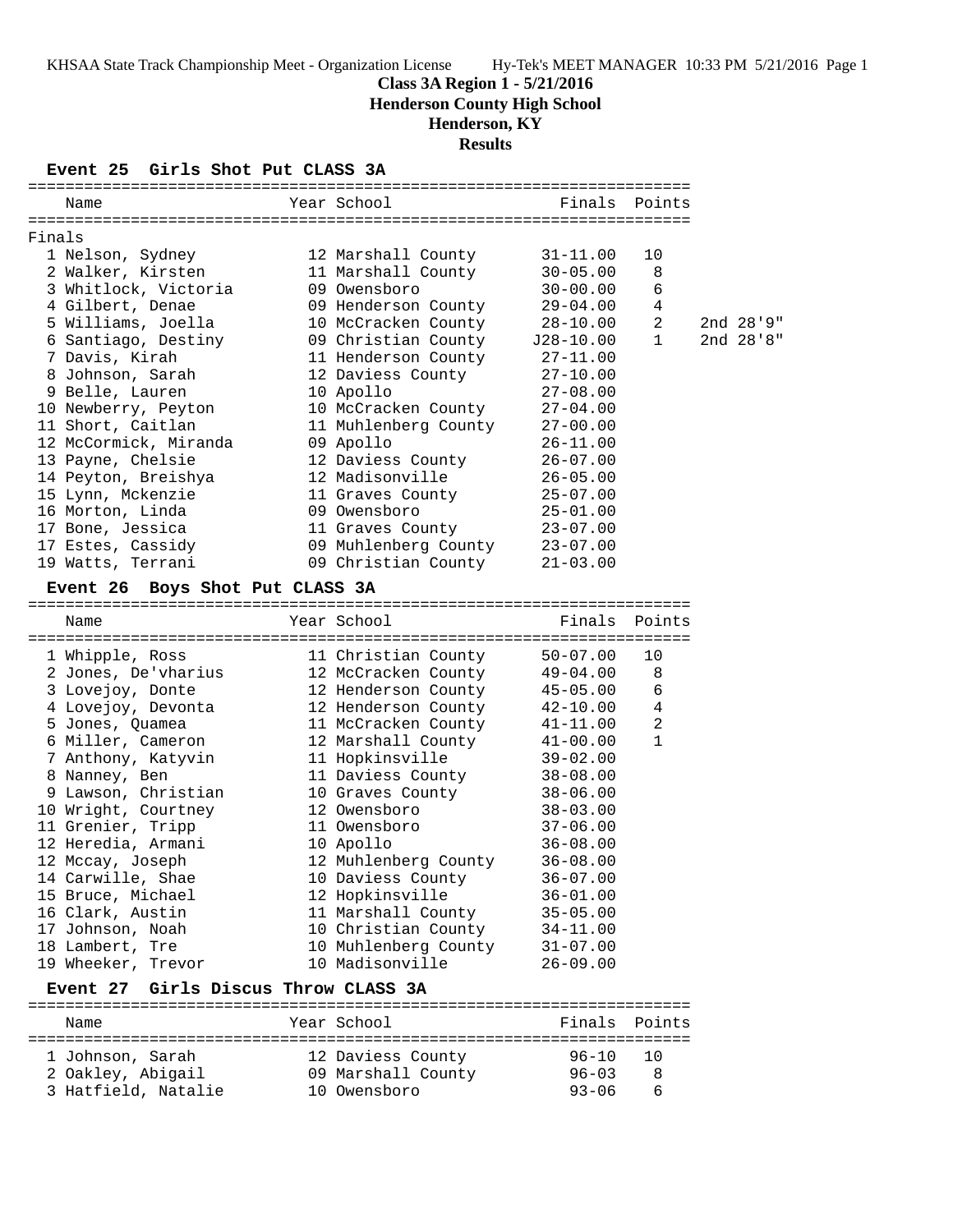# Class 3A Region 1 - 5/21/2016

## Henderson County High School

## Henderson, KY

## Results

### Event 25 Girls Shot Put CLASS 3A

Finals

| Place | Name | Year | School | Finals | Points | |
|---|---|---|---|---|---|---|
| 1 | Nelson, Sydney | 12 | Marshall County | 31-11.00 | 10 | |
| 2 | Walker, Kirsten | 11 | Marshall County | 30-05.00 | 8 | |
| 3 | Whitlock, Victoria | 09 | Owensboro | 30-00.00 | 6 | |
| 4 | Gilbert, Denae | 09 | Henderson County | 29-04.00 | 4 | |
| 5 | Williams, Joella | 10 | McCracken County | 28-10.00 | 2 | 2nd 28'9" |
| 6 | Santiago, Destiny | 09 | Christian County | J28-10.00 | 1 | 2nd 28'8" |
| 7 | Davis, Kirah | 11 | Henderson County | 27-11.00 | | |
| 8 | Johnson, Sarah | 12 | Daviess County | 27-10.00 | | |
| 9 | Belle, Lauren | 10 | Apollo | 27-08.00 | | |
| 10 | Newberry, Peyton | 10 | McCracken County | 27-04.00 | | |
| 11 | Short, Caitlan | 11 | Muhlenberg County | 27-00.00 | | |
| 12 | McCormick, Miranda | 09 | Apollo | 26-11.00 | | |
| 13 | Payne, Chelsie | 12 | Daviess County | 26-07.00 | | |
| 14 | Peyton, Breishya | 12 | Madisonville | 26-05.00 | | |
| 15 | Lynn, Mckenzie | 11 | Graves County | 25-07.00 | | |
| 16 | Morton, Linda | 09 | Owensboro | 25-01.00 | | |
| 17 | Bone, Jessica | 11 | Graves County | 23-07.00 | | |
| 17 | Estes, Cassidy | 09 | Muhlenberg County | 23-07.00 | | |
| 19 | Watts, Terrani | 09 | Christian County | 21-03.00 | | |

### Event 26 Boys Shot Put CLASS 3A

| Place | Name | Year | School | Finals | Points |
|---|---|---|---|---|---|
| 1 | Whipple, Ross | 11 | Christian County | 50-07.00 | 10 |
| 2 | Jones, De'vharius | 12 | McCracken County | 49-04.00 | 8 |
| 3 | Lovejoy, Donte | 12 | Henderson County | 45-05.00 | 6 |
| 4 | Lovejoy, Devonta | 12 | Henderson County | 42-10.00 | 4 |
| 5 | Jones, Quamea | 11 | McCracken County | 41-11.00 | 2 |
| 6 | Miller, Cameron | 12 | Marshall County | 41-00.00 | 1 |
| 7 | Anthony, Katyvin | 11 | Hopkinsville | 39-02.00 | |
| 8 | Nanney, Ben | 11 | Daviess County | 38-08.00 | |
| 9 | Lawson, Christian | 10 | Graves County | 38-06.00 | |
| 10 | Wright, Courtney | 12 | Owensboro | 38-03.00 | |
| 11 | Grenier, Tripp | 11 | Owensboro | 37-06.00 | |
| 12 | Heredia, Armani | 10 | Apollo | 36-08.00 | |
| 12 | Mccay, Joseph | 12 | Muhlenberg County | 36-08.00 | |
| 14 | Carwille, Shae | 10 | Daviess County | 36-07.00 | |
| 15 | Bruce, Michael | 12 | Hopkinsville | 36-01.00 | |
| 16 | Clark, Austin | 11 | Marshall County | 35-05.00 | |
| 17 | Johnson, Noah | 10 | Christian County | 34-11.00 | |
| 18 | Lambert, Tre | 10 | Muhlenberg County | 31-07.00 | |
| 19 | Wheeker, Trevor | 10 | Madisonville | 26-09.00 | |

### Event 27 Girls Discus Throw CLASS 3A

| Place | Name | Year | School | Finals | Points |
|---|---|---|---|---|---|
| 1 | Johnson, Sarah | 12 | Daviess County | 96-10 | 10 |
| 2 | Oakley, Abigail | 09 | Marshall County | 96-03 | 8 |
| 3 | Hatfield, Natalie | 10 | Owensboro | 93-06 | 6 |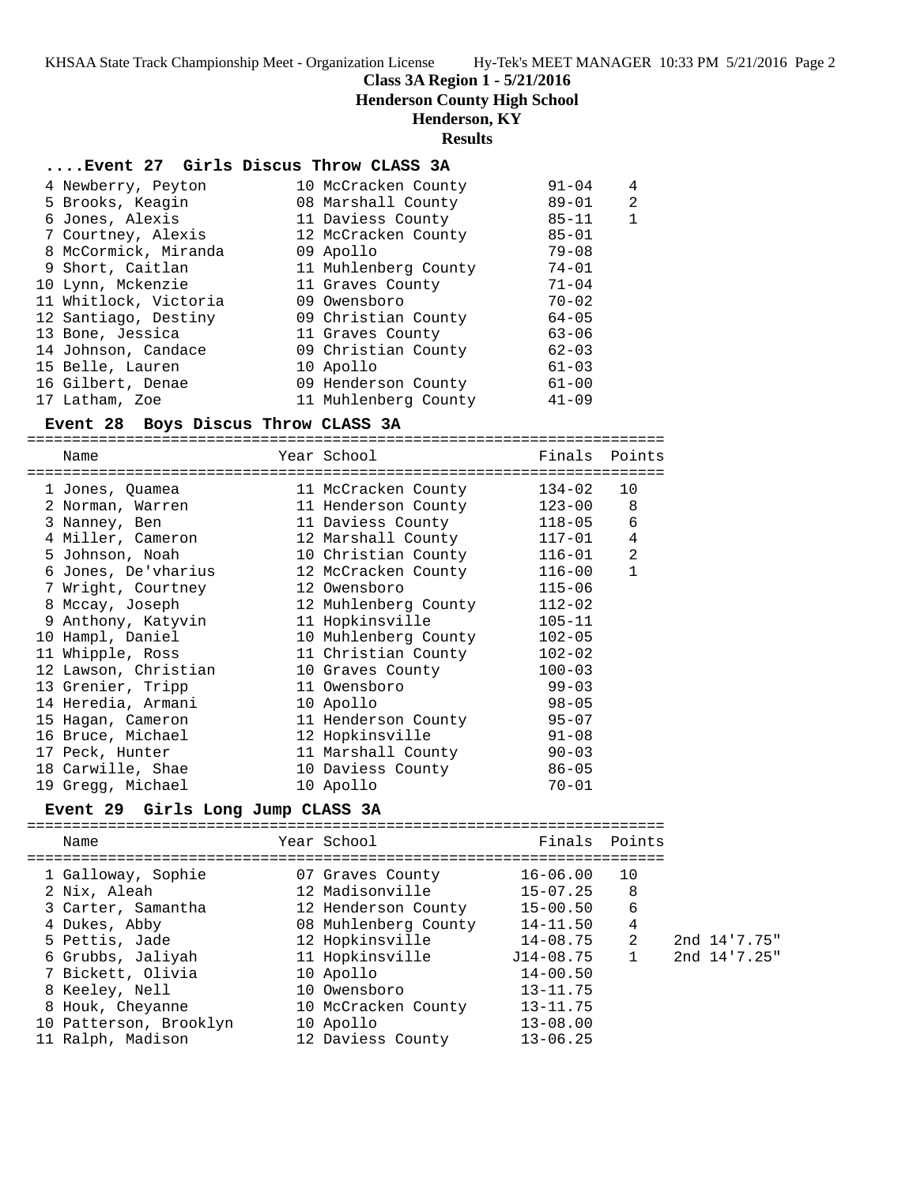**Class 3A Region 1 - 5/21/2016**
**Henderson County High School**
**Henderson, KY**
**Results**

### ....Event 27 Girls Discus Throw CLASS 3A

| Place | Name | Year | School | Finals | Points |
|---|---|---|---|---|---|
| 4 | Newberry, Peyton | 10 | McCracken County | 91-04 | 4 |
| 5 | Brooks, Keagin | 08 | Marshall County | 89-01 | 2 |
| 6 | Jones, Alexis | 11 | Daviess County | 85-11 | 1 |
| 7 | Courtney, Alexis | 12 | McCracken County | 85-01 | |
| 8 | McCormick, Miranda | 09 | Apollo | 79-08 | |
| 9 | Short, Caitlan | 11 | Muhlenberg County | 74-01 | |
| 10 | Lynn, Mckenzie | 11 | Graves County | 71-04 | |
| 11 | Whitlock, Victoria | 09 | Owensboro | 70-02 | |
| 12 | Santiago, Destiny | 09 | Christian County | 64-05 | |
| 13 | Bone, Jessica | 11 | Graves County | 63-06 | |
| 14 | Johnson, Candace | 09 | Christian County | 62-03 | |
| 15 | Belle, Lauren | 10 | Apollo | 61-03 | |
| 16 | Gilbert, Denae | 09 | Henderson County | 61-00 | |
| 17 | Latham, Zoe | 11 | Muhlenberg County | 41-09 | |

### Event 28 Boys Discus Throw CLASS 3A

| Place | Name | Year | School | Finals | Points |
|---|---|---|---|---|---|
| 1 | Jones, Quamea | 11 | McCracken County | 134-02 | 10 |
| 2 | Norman, Warren | 11 | Henderson County | 123-00 | 8 |
| 3 | Nanney, Ben | 11 | Daviess County | 118-05 | 6 |
| 4 | Miller, Cameron | 12 | Marshall County | 117-01 | 4 |
| 5 | Johnson, Noah | 10 | Christian County | 116-01 | 2 |
| 6 | Jones, De'vharius | 12 | McCracken County | 116-00 | 1 |
| 7 | Wright, Courtney | 12 | Owensboro | 115-06 | |
| 8 | Mccay, Joseph | 12 | Muhlenberg County | 112-02 | |
| 9 | Anthony, Katyvin | 11 | Hopkinsville | 105-11 | |
| 10 | Hampl, Daniel | 10 | Muhlenberg County | 102-05 | |
| 11 | Whipple, Ross | 11 | Christian County | 102-02 | |
| 12 | Lawson, Christian | 10 | Graves County | 100-03 | |
| 13 | Grenier, Tripp | 11 | Owensboro | 99-03 | |
| 14 | Heredia, Armani | 10 | Apollo | 98-05 | |
| 15 | Hagan, Cameron | 11 | Henderson County | 95-07 | |
| 16 | Bruce, Michael | 12 | Hopkinsville | 91-08 | |
| 17 | Peck, Hunter | 11 | Marshall County | 90-03 | |
| 18 | Carwille, Shae | 10 | Daviess County | 86-05 | |
| 19 | Gregg, Michael | 10 | Apollo | 70-01 | |

### Event 29 Girls Long Jump CLASS 3A

| Place | Name | Year | School | Finals | Points | |
|---|---|---|---|---|---|---|
| 1 | Galloway, Sophie | 07 | Graves County | 16-06.00 | 10 | |
| 2 | Nix, Aleah | 12 | Madisonville | 15-07.25 | 8 | |
| 3 | Carter, Samantha | 12 | Henderson County | 15-00.50 | 6 | |
| 4 | Dukes, Abby | 08 | Muhlenberg County | 14-11.50 | 4 | |
| 5 | Pettis, Jade | 12 | Hopkinsville | 14-08.75 | 2 | 2nd 14'7.75" |
| 6 | Grubbs, Jaliyah | 11 | Hopkinsville | J14-08.75 | 1 | 2nd 14'7.25" |
| 7 | Bickett, Olivia | 10 | Apollo | 14-00.50 | | |
| 8 | Keeley, Nell | 10 | Owensboro | 13-11.75 | | |
| 8 | Houk, Cheyanne | 10 | McCracken County | 13-11.75 | | |
| 10 | Patterson, Brooklyn | 10 | Apollo | 13-08.00 | | |
| 11 | Ralph, Madison | 12 | Daviess County | 13-06.25 | | |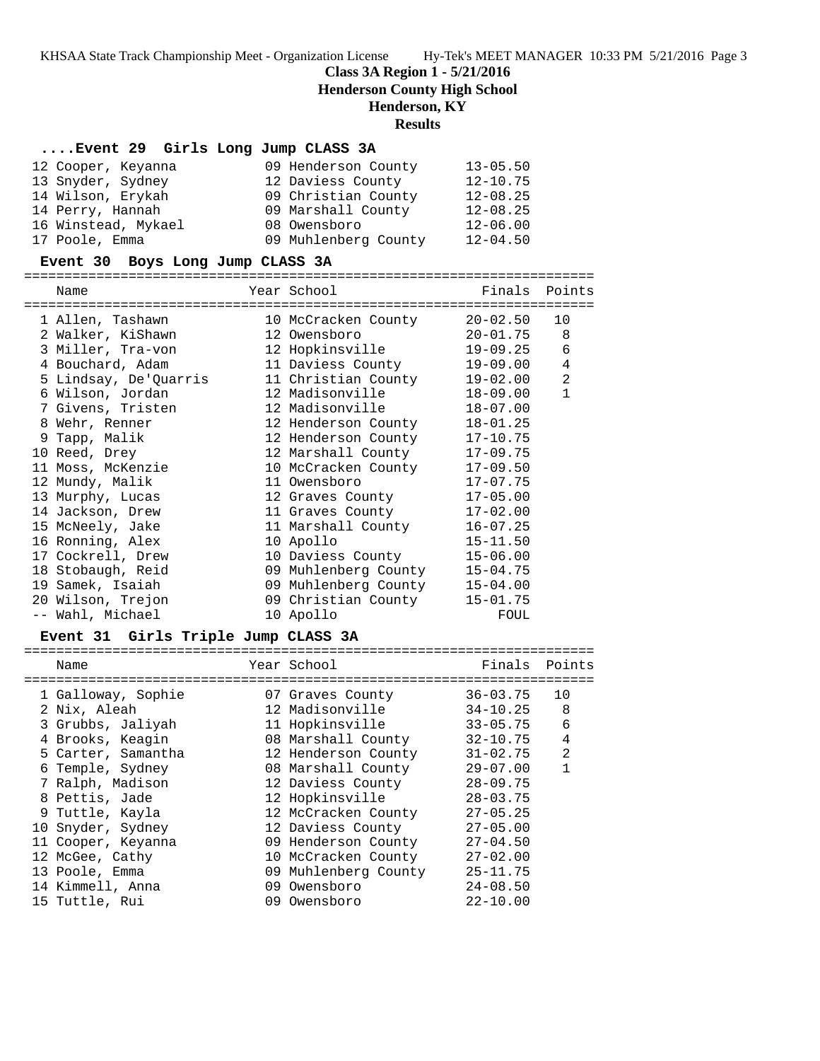**Class 3A Region 1 - 5/21/2016**

**Henderson County High School**

**Henderson, KY**

**Results**

### ....Event 29 Girls Long Jump CLASS 3A

| Name | Year | School | Finals | Points |
|---|---|---|---|---|
| 12 Cooper, Keyanna | 09 | Henderson County | 13-05.50 | |
| 13 Snyder, Sydney | 12 | Daviess County | 12-10.75 | |
| 14 Wilson, Erykah | 09 | Christian County | 12-08.25 | |
| 14 Perry, Hannah | 09 | Marshall County | 12-08.25 | |
| 16 Winstead, Mykael | 08 | Owensboro | 12-06.00 | |
| 17 Poole, Emma | 09 | Muhlenberg County | 12-04.50 | |

### Event 30 Boys Long Jump CLASS 3A

| Name | Year | School | Finals | Points |
|---|---|---|---|---|
| 1 Allen, Tashawn | 10 | McCracken County | 20-02.50 | 10 |
| 2 Walker, KiShawn | 12 | Owensboro | 20-01.75 | 8 |
| 3 Miller, Tra-von | 12 | Hopkinsville | 19-09.25 | 6 |
| 4 Bouchard, Adam | 11 | Daviess County | 19-09.00 | 4 |
| 5 Lindsay, De'Quarris | 11 | Christian County | 19-02.00 | 2 |
| 6 Wilson, Jordan | 12 | Madisonville | 18-09.00 | 1 |
| 7 Givens, Tristen | 12 | Madisonville | 18-07.00 | |
| 8 Wehr, Renner | 12 | Henderson County | 18-01.25 | |
| 9 Tapp, Malik | 12 | Henderson County | 17-10.75 | |
| 10 Reed, Drey | 12 | Marshall County | 17-09.75 | |
| 11 Moss, McKenzie | 10 | McCracken County | 17-09.50 | |
| 12 Mundy, Malik | 11 | Owensboro | 17-07.75 | |
| 13 Murphy, Lucas | 12 | Graves County | 17-05.00 | |
| 14 Jackson, Drew | 11 | Graves County | 17-02.00 | |
| 15 McNeely, Jake | 11 | Marshall County | 16-07.25 | |
| 16 Ronning, Alex | 10 | Apollo | 15-11.50 | |
| 17 Cockrell, Drew | 10 | Daviess County | 15-06.00 | |
| 18 Stobaugh, Reid | 09 | Muhlenberg County | 15-04.75 | |
| 19 Samek, Isaiah | 09 | Muhlenberg County | 15-04.00 | |
| 20 Wilson, Trejon | 09 | Christian County | 15-01.75 | |
| -- Wahl, Michael | 10 | Apollo | FOUL | |

### Event 31 Girls Triple Jump CLASS 3A

| Name | Year | School | Finals | Points |
|---|---|---|---|---|
| 1 Galloway, Sophie | 07 | Graves County | 36-03.75 | 10 |
| 2 Nix, Aleah | 12 | Madisonville | 34-10.25 | 8 |
| 3 Grubbs, Jaliyah | 11 | Hopkinsville | 33-05.75 | 6 |
| 4 Brooks, Keagin | 08 | Marshall County | 32-10.75 | 4 |
| 5 Carter, Samantha | 12 | Henderson County | 31-02.75 | 2 |
| 6 Temple, Sydney | 08 | Marshall County | 29-07.00 | 1 |
| 7 Ralph, Madison | 12 | Daviess County | 28-09.75 | |
| 8 Pettis, Jade | 12 | Hopkinsville | 28-03.75 | |
| 9 Tuttle, Kayla | 12 | McCracken County | 27-05.25 | |
| 10 Snyder, Sydney | 12 | Daviess County | 27-05.00 | |
| 11 Cooper, Keyanna | 09 | Henderson County | 27-04.50 | |
| 12 McGee, Cathy | 10 | McCracken County | 27-02.00 | |
| 13 Poole, Emma | 09 | Muhlenberg County | 25-11.75 | |
| 14 Kimmell, Anna | 09 | Owensboro | 24-08.50 | |
| 15 Tuttle, Rui | 09 | Owensboro | 22-10.00 | |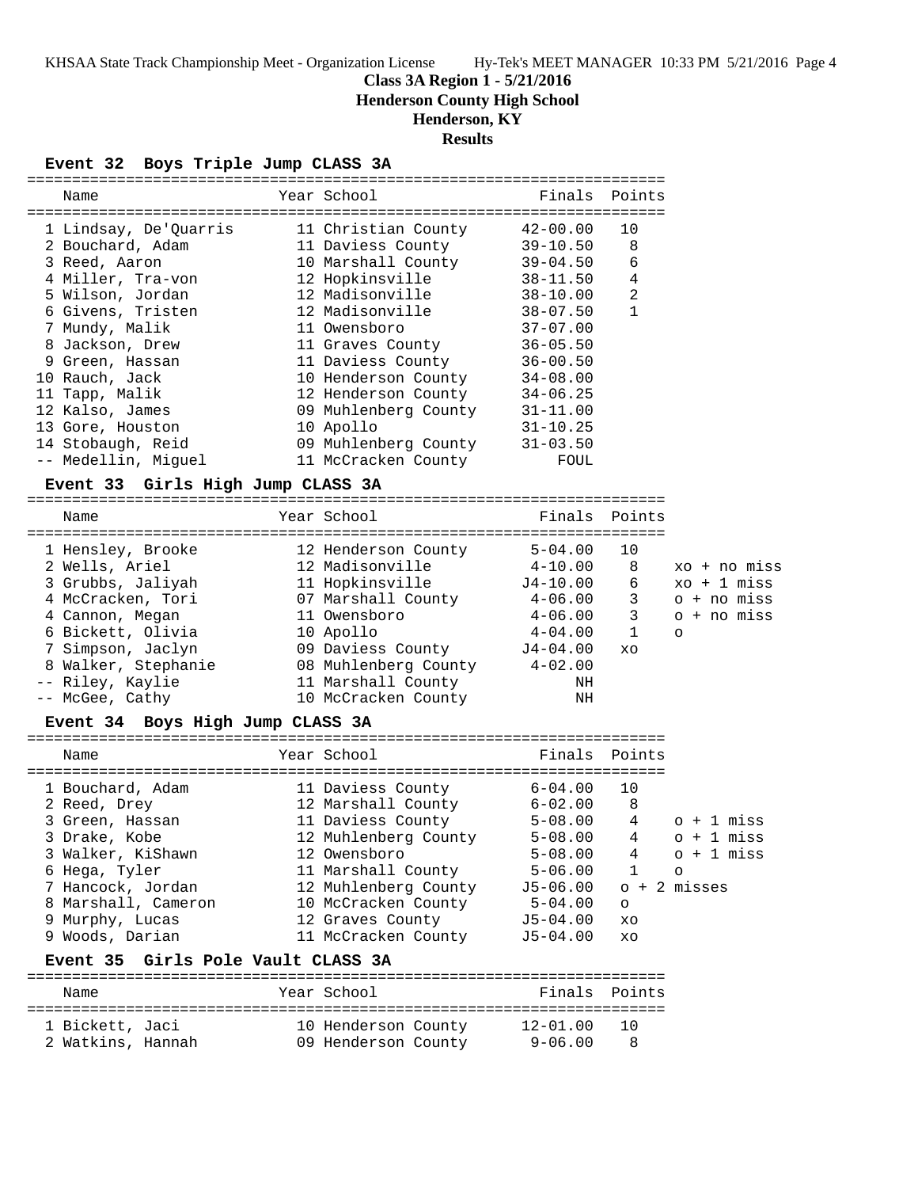**Class 3A Region 1 - 5/21/2016**
**Henderson County High School**
**Henderson, KY**
**Results**

### Event 32 Boys Triple Jump CLASS 3A

| Place | Name | Year | School | Finals | Points |
|---|---|---|---|---|---|
| 1 | Lindsay, De'Quarris | 11 | Christian County | 42-00.00 | 10 |
| 2 | Bouchard, Adam | 11 | Daviess County | 39-10.50 | 8 |
| 3 | Reed, Aaron | 10 | Marshall County | 39-04.50 | 6 |
| 4 | Miller, Tra-von | 12 | Hopkinsville | 38-11.50 | 4 |
| 5 | Wilson, Jordan | 12 | Madisonville | 38-10.00 | 2 |
| 6 | Givens, Tristen | 12 | Madisonville | 38-07.50 | 1 |
| 7 | Mundy, Malik | 11 | Owensboro | 37-07.00 | |
| 8 | Jackson, Drew | 11 | Graves County | 36-05.50 | |
| 9 | Green, Hassan | 11 | Daviess County | 36-00.50 | |
| 10 | Rauch, Jack | 10 | Henderson County | 34-08.00 | |
| 11 | Tapp, Malik | 12 | Henderson County | 34-06.25 | |
| 12 | Kalso, James | 09 | Muhlenberg County | 31-11.00 | |
| 13 | Gore, Houston | 10 | Apollo | 31-10.25 | |
| 14 | Stobaugh, Reid | 09 | Muhlenberg County | 31-03.50 | |
| -- | Medellin, Miguel | 11 | McCracken County | FOUL | |

### Event 33 Girls High Jump CLASS 3A

| Place | Name | Year | School | Finals | Points | |
|---|---|---|---|---|---|---|
| 1 | Hensley, Brooke | 12 | Henderson County | 5-04.00 | 10 | |
| 2 | Wells, Ariel | 12 | Madisonville | 4-10.00 | 8 | xo + no miss |
| 3 | Grubbs, Jaliyah | 11 | Hopkinsville | J4-10.00 | 6 | xo + 1 miss |
| 4 | McCracken, Tori | 07 | Marshall County | 4-06.00 | 3 | o + no miss |
| 4 | Cannon, Megan | 11 | Owensboro | 4-06.00 | 3 | o + no miss |
| 6 | Bickett, Olivia | 10 | Apollo | 4-04.00 | 1 | o |
| 7 | Simpson, Jaclyn | 09 | Daviess County | J4-04.00 | xo | |
| 8 | Walker, Stephanie | 08 | Muhlenberg County | 4-02.00 | | |
| -- | Riley, Kaylie | 11 | Marshall County | NH | | |
| -- | McGee, Cathy | 10 | McCracken County | NH | | |

### Event 34 Boys High Jump CLASS 3A

| Place | Name | Year | School | Finals | Points | |
|---|---|---|---|---|---|---|
| 1 | Bouchard, Adam | 11 | Daviess County | 6-04.00 | 10 | |
| 2 | Reed, Drey | 12 | Marshall County | 6-02.00 | 8 | |
| 3 | Green, Hassan | 11 | Daviess County | 5-08.00 | 4 | o + 1 miss |
| 3 | Drake, Kobe | 12 | Muhlenberg County | 5-08.00 | 4 | o + 1 miss |
| 3 | Walker, KiShawn | 12 | Owensboro | 5-08.00 | 4 | o + 1 miss |
| 6 | Hega, Tyler | 11 | Marshall County | 5-06.00 | 1 | o |
| 7 | Hancock, Jordan | 12 | Muhlenberg County | J5-06.00 | o + 2 misses | |
| 8 | Marshall, Cameron | 10 | McCracken County | 5-04.00 | o | |
| 9 | Murphy, Lucas | 12 | Graves County | J5-04.00 | xo | |
| 9 | Woods, Darian | 11 | McCracken County | J5-04.00 | xo | |

### Event 35 Girls Pole Vault CLASS 3A

| Place | Name | Year | School | Finals | Points |
|---|---|---|---|---|---|
| 1 | Bickett, Jaci | 10 | Henderson County | 12-01.00 | 10 |
| 2 | Watkins, Hannah | 09 | Henderson County | 9-06.00 | 8 |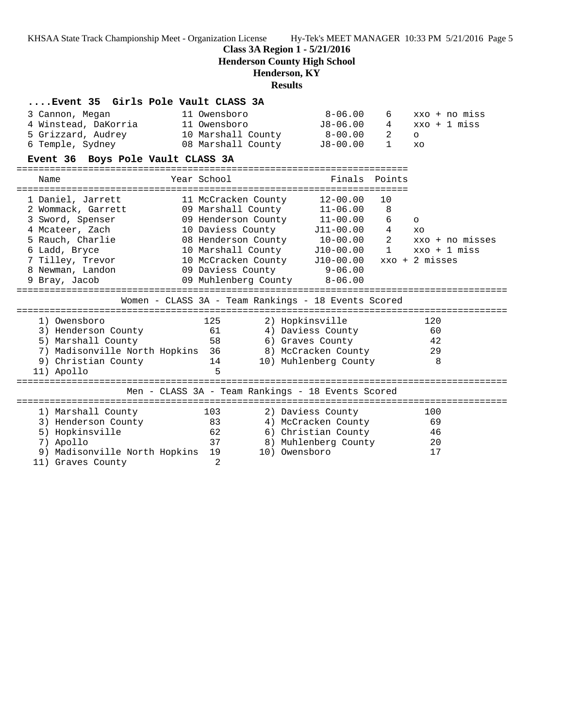**Class 3A Region 1 - 5/21/2016**
**Henderson County High School**
**Henderson, KY**
**Results**

### ....Event 35 Girls Pole Vault CLASS 3A

| | | | | | |
|---|---|---|---|---|---|
| 3 | Cannon, Megan | 11 Owensboro | 8-06.00 | 6 | xxo + no miss |
| 4 | Winstead, DaKorria | 11 Owensboro | J8-06.00 | 4 | xxo + 1 miss |
| 5 | Grizzard, Audrey | 10 Marshall County | 8-00.00 | 2 | o |
| 6 | Temple, Sydney | 08 Marshall County | J8-00.00 | 1 | xo |

### Event 36 Boys Pole Vault CLASS 3A

| | Name | Year School | Finals | Points | |
|---|---|---|---|---|---|
| 1 | Daniel, Jarrett | 11 McCracken County | 12-00.00 | 10 | |
| 2 | Wommack, Garrett | 09 Marshall County | 11-06.00 | 8 | |
| 3 | Sword, Spenser | 09 Henderson County | 11-00.00 | 6 | o |
| 4 | Mcateer, Zach | 10 Daviess County | J11-00.00 | 4 | xo |
| 5 | Rauch, Charlie | 08 Henderson County | 10-00.00 | 2 | xxo + no misses |
| 6 | Ladd, Bryce | 10 Marshall County | J10-00.00 | 1 | xxo + 1 miss |
| 7 | Tilley, Trevor | 10 McCracken County | J10-00.00 | | xxo + 2 misses |
| 8 | Newman, Landon | 09 Daviess County | 9-06.00 | | |
| 9 | Bray, Jacob | 09 Muhlenberg County | 8-06.00 | | |

### Women - CLASS 3A - Team Rankings - 18 Events Scored

| | | | | | |
|---|---|---|---|---|---|
| 1) | Owensboro | 125 | 2) | Hopkinsville | 120 |
| 3) | Henderson County | 61 | 4) | Daviess County | 60 |
| 5) | Marshall County | 58 | 6) | Graves County | 42 |
| 7) | Madisonville North Hopkins | 36 | 8) | McCracken County | 29 |
| 9) | Christian County | 14 | 10) | Muhlenberg County | 8 |
| 11) | Apollo | 5 | | | |

### Men - CLASS 3A - Team Rankings - 18 Events Scored

| | | | | | |
|---|---|---|---|---|---|
| 1) | Marshall County | 103 | 2) | Daviess County | 100 |
| 3) | Henderson County | 83 | 4) | McCracken County | 69 |
| 5) | Hopkinsville | 62 | 6) | Christian County | 46 |
| 7) | Apollo | 37 | 8) | Muhlenberg County | 20 |
| 9) | Madisonville North Hopkins | 19 | 10) | Owensboro | 17 |
| 11) | Graves County | 2 | | | |